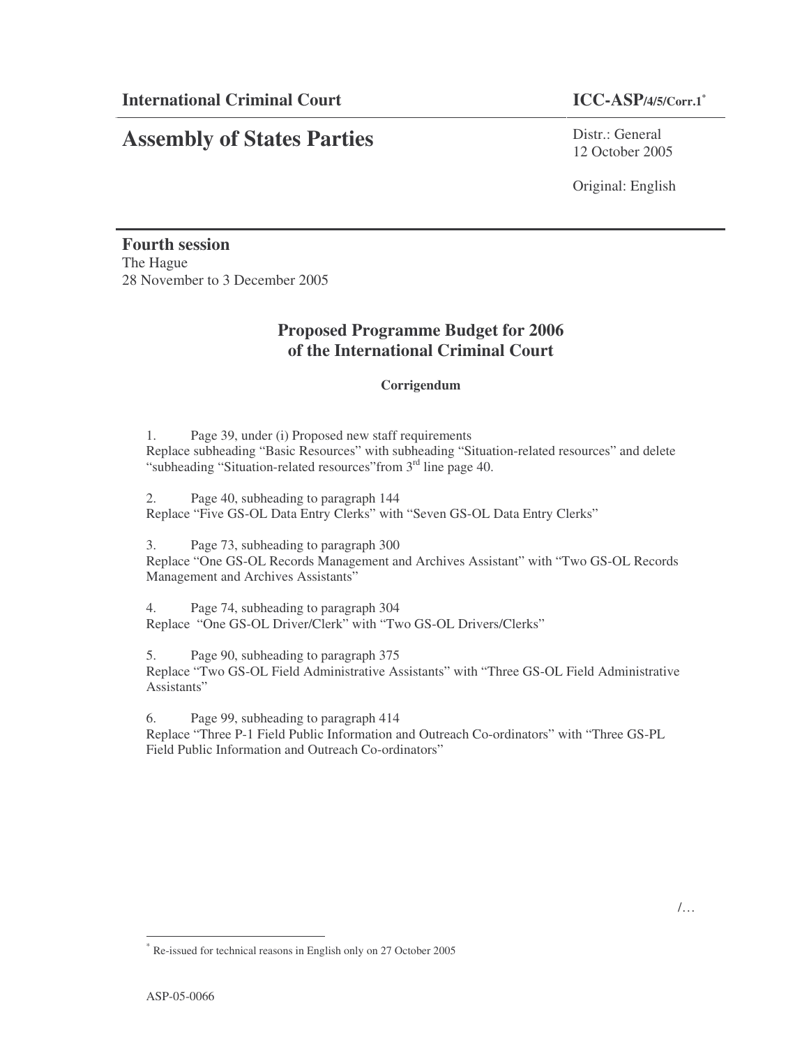**International Criminal Court**

**ICC-ASP/4/5/Corr.1**[*]

# Assembly of States Parties

Distr.: General
12 October 2005

Original: English

**Fourth session**
The Hague
28 November to 3 December 2005

## Proposed Programme Budget for 2006 of the International Criminal Court

### Corrigendum

1. Page 39, under (i) Proposed new staff requirements
Replace subheading "Basic Resources" with subheading "Situation-related resources" and delete "subheading "Situation-related resources"from 3rd line page 40.

2. Page 40, subheading to paragraph 144
Replace "Five GS-OL Data Entry Clerks" with "Seven GS-OL Data Entry Clerks"

3. Page 73, subheading to paragraph 300
Replace "One GS-OL Records Management and Archives Assistant" with "Two GS-OL Records Management and Archives Assistants"

4. Page 74, subheading to paragraph 304
Replace "One GS-OL Driver/Clerk" with "Two GS-OL Drivers/Clerks"

5. Page 90, subheading to paragraph 375
Replace "Two GS-OL Field Administrative Assistants" with "Three GS-OL Field Administrative Assistants"

6. Page 99, subheading to paragraph 414
Replace "Three P-1 Field Public Information and Outreach Co-ordinators" with "Three GS-PL Field Public Information and Outreach Co-ordinators"

/…

[*] Re-issued for technical reasons in English only on 27 October 2005

ASP-05-0066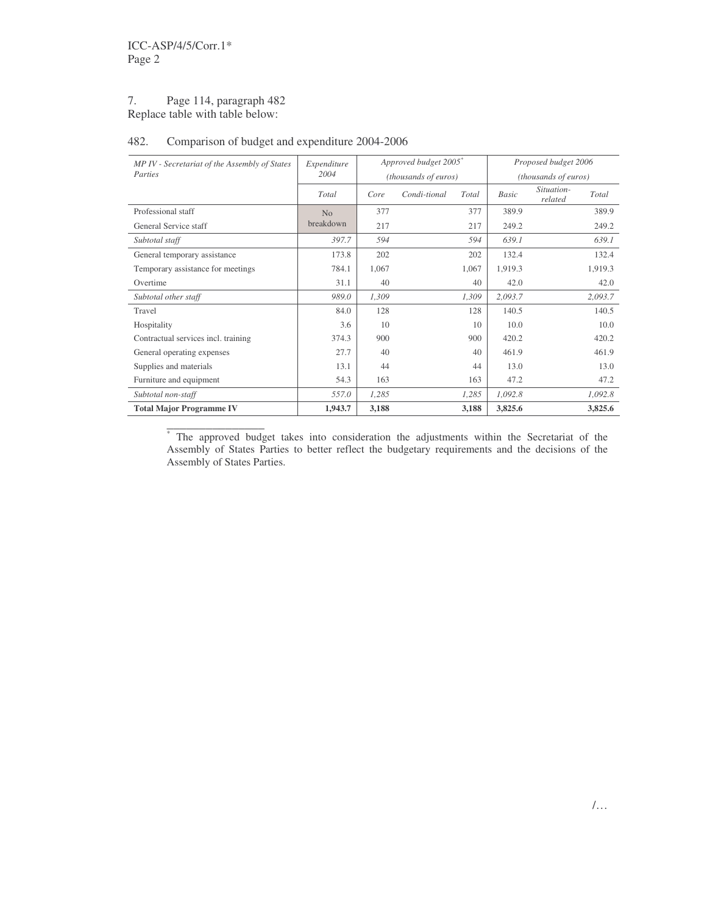7. Page 114, paragraph 482
Replace table with table below:

482. Comparison of budget and expenditure 2004-2006

| *MP IV - Secretariat of the Assembly of States Parties* | *Expenditure 2004* | *Approved budget 2005[*] (thousands of euros)* | | | *Proposed budget 2006 (thousands of euros)* | | |
|---|---|---|---|---|---|---|---|
| | *Total* | *Core* | *Condi-tional* | *Total* | *Basic* | *Situation-related* | *Total* |
| Professional staff | No breakdown | 377 | | 377 | 389.9 | | 389.9 |
| General Service staff | | 217 | | 217 | 249.2 | | 249.2 |
| *Subtotal staff* | *397.7* | *594* | | *594* | *639.1* | | *639.1* |
| General temporary assistance | 173.8 | 202 | | 202 | 132.4 | | 132.4 |
| Temporary assistance for meetings | 784.1 | 1,067 | | 1,067 | 1,919.3 | | 1,919.3 |
| Overtime | 31.1 | 40 | | 40 | 42.0 | | 42.0 |
| *Subtotal other staff* | *989.0* | *1,309* | | *1,309* | *2,093.7* | | *2,093.7* |
| Travel | 84.0 | 128 | | 128 | 140.5 | | 140.5 |
| Hospitality | 3.6 | 10 | | 10 | 10.0 | | 10.0 |
| Contractual services incl. training | 374.3 | 900 | | 900 | 420.2 | | 420.2 |
| General operating expenses | 27.7 | 40 | | 40 | 461.9 | | 461.9 |
| Supplies and materials | 13.1 | 44 | | 44 | 13.0 | | 13.0 |
| Furniture and equipment | 54.3 | 163 | | 163 | 47.2 | | 47.2 |
| *Subtotal non-staff* | *557.0* | *1,285* | | *1,285* | *1,092.8* | | *1,092.8* |
| **Total Major Programme IV** | **1,943.7** | **3,188** | | **3,188** | **3,825.6** | | **3,825.6** |

[*] The approved budget takes into consideration the adjustments within the Secretariat of the Assembly of States Parties to better reflect the budgetary requirements and the decisions of the Assembly of States Parties.

/…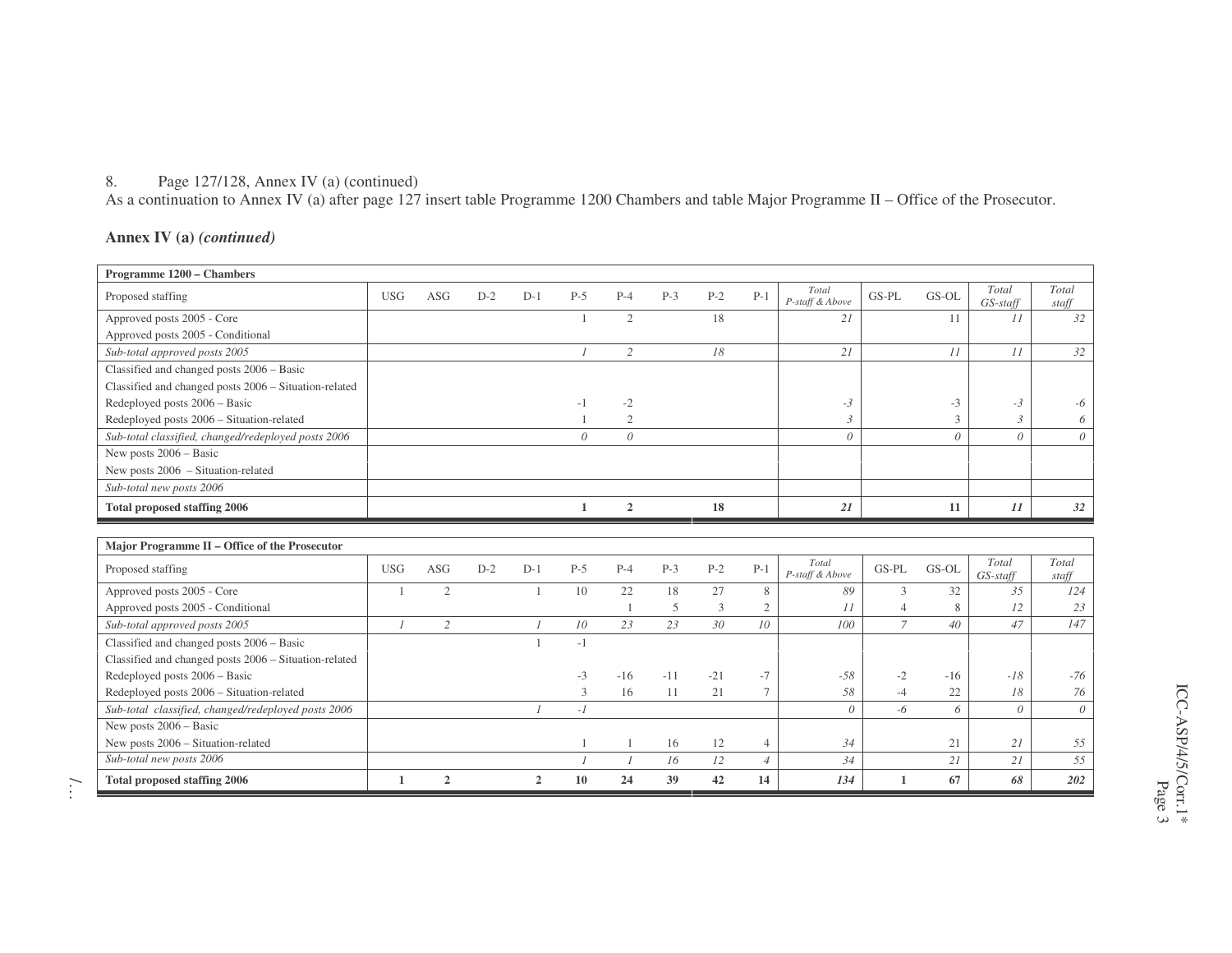8. Page 127/128, Annex IV (a) (continued)
As a continuation to Annex IV (a) after page 127 insert table Programme 1200 Chambers and table Major Programme II – Office of the Prosecutor.

**Annex IV (a)** ***(continued)***

| **Programme 1200 – Chambers** | | | | | | | | | | | | | | |
|---|---|---|---|---|---|---|---|---|---|---|---|---|---|---|
| Proposed staffing | USG | ASG | D-2 | D-1 | P-5 | P-4 | P-3 | P-2 | P-1 | *Total P-staff & Above* | GS-PL | GS-OL | *Total GS-staff* | *Total staff* |
| Approved posts 2005 - Core | | | | | 1 | 2 | | 18 | | *21* | | 11 | *11* | *32* |
| Approved posts 2005 - Conditional | | | | | | | | | | | | | | |
| *Sub-total approved posts 2005* | | | | | *1* | *2* | | *18* | | *21* | | *11* | *11* | *32* |
| Classified and changed posts 2006 – Basic | | | | | | | | | | | | | | |
| Classified and changed posts 2006 – Situation-related | | | | | | | | | | | | | | |
| Redeployed posts 2006 – Basic | | | | | -1 | -2 | | | | *-3* | | -3 | *-3* | *-6* |
| Redeployed posts 2006 – Situation-related | | | | | 1 | 2 | | | | *3* | | 3 | *3* | *6* |
| *Sub-total classified, changed/redeployed posts 2006* | | | | | *0* | *0* | | | | *0* | | *0* | *0* | *0* |
| New posts 2006 – Basic | | | | | | | | | | | | | | |
| New posts 2006 – Situation-related | | | | | | | | | | | | | | |
| *Sub-total new posts 2006* | | | | | | | | | | | | | | |
| **Total proposed staffing 2006** | | | | | **1** | **2** | | **18** | | ***21*** | | **11** | ***11*** | ***32*** |

| **Major Programme II – Office of the Prosecutor** | | | | | | | | | | | | | | |
|---|---|---|---|---|---|---|---|---|---|---|---|---|---|---|
| Proposed staffing | USG | ASG | D-2 | D-1 | P-5 | P-4 | P-3 | P-2 | P-1 | *Total P-staff & Above* | GS-PL | GS-OL | *Total GS-staff* | *Total staff* |
| Approved posts 2005 - Core | 1 | 2 | | 1 | 10 | 22 | 18 | 27 | 8 | *89* | 3 | 32 | *35* | *124* |
| Approved posts 2005 - Conditional | | | | | | 1 | 5 | 3 | 2 | *11* | 4 | 8 | *12* | *23* |
| *Sub-total approved posts 2005* | *1* | *2* | | *1* | *10* | *23* | *23* | *30* | *10* | *100* | *7* | *40* | *47* | *147* |
| Classified and changed posts 2006 – Basic | | | | 1 | -1 | | | | | | | | | |
| Classified and changed posts 2006 – Situation-related | | | | | | | | | | | | | | |
| Redeployed posts 2006 – Basic | | | | | -3 | -16 | -11 | -21 | -7 | *-58* | -2 | -16 | *-18* | *-76* |
| Redeployed posts 2006 – Situation-related | | | | | 3 | 16 | 11 | 21 | 7 | *58* | -4 | 22 | *18* | *76* |
| *Sub-total classified, changed/redeployed posts 2006* | | | | *1* | *-1* | | | | | *0* | *-6* | *6* | *0* | *0* |
| New posts 2006 – Basic | | | | | | | | | | | | | | |
| New posts 2006 – Situation-related | | | | | 1 | 1 | 16 | 12 | 4 | *34* | | 21 | *21* | *55* |
| *Sub-total new posts 2006* | | | | | *1* | *1* | *16* | *12* | *4* | *34* | | *21* | *21* | *55* |
| **Total proposed staffing 2006** | **1** | **2** | | **2** | **10** | **24** | **39** | **42** | **14** | ***134*** | **1** | **67** | ***68*** | ***202*** |

/...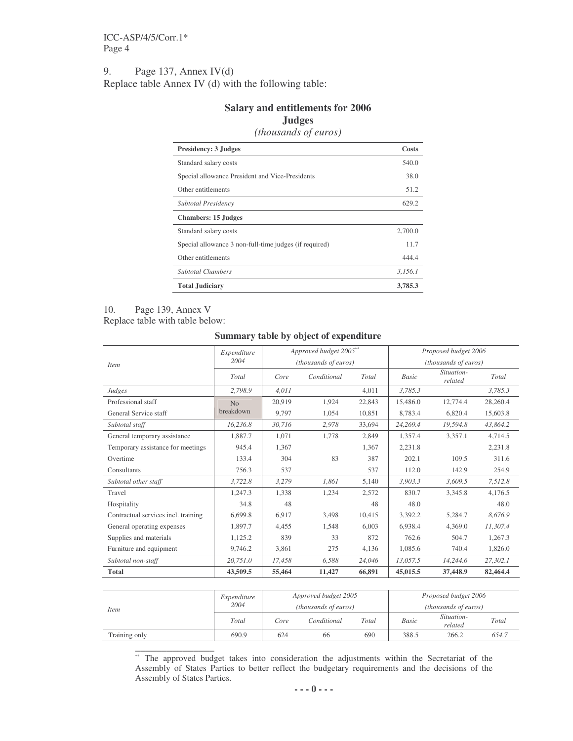9. Page 137, Annex IV(d)

Replace table Annex IV (d) with the following table:

**Salary and entitlements for 2006**

**Judges**

*(thousands of euros)*

| **Presidency: 3 Judges** | **Costs** |
|---|---|
| Standard salary costs | 540.0 |
| Special allowance President and Vice-Presidents | 38.0 |
| Other entitlements | 51.2 |
| *Subtotal Presidency* | 629.2 |
| **Chambers: 15 Judges** | |
| Standard salary costs | 2,700.0 |
| Special allowance 3 non-full-time judges (if required) | 11.7 |
| Other entitlements | 444.4 |
| *Subtotal Chambers* | *3,156.1* |
| **Total Judiciary** | **3,785.3** |

10. Page 139, Annex V

Replace table with table below:

**Summary table by object of expenditure**

| *Item* | *Expenditure 2004* | *Approved budget 2005*[**] *(thousands of euros)* | | | *Proposed budget 2006 (thousands of euros)* | | |
|---|---|---|---|---|---|---|---|
| | *Total* | *Core* | *Conditional* | *Total* | *Basic* | *Situation-related* | *Total* |
| *Judges* | *2,798.9* | *4,011* | | 4,011 | *3,785.3* | | *3,785.3* |
| Professional staff | No breakdown | 20,919 | 1,924 | 22,843 | 15,486.0 | 12,774.4 | 28,260.4 |
| General Service staff | | 9,797 | 1,054 | 10,851 | 8,783.4 | 6,820.4 | 15,603.8 |
| *Subtotal staff* | *16,236.8* | *30,716* | *2,978* | 33,694 | *24,269.4* | *19,594.8* | *43,864.2* |
| General temporary assistance | 1,887.7 | 1,071 | 1,778 | 2,849 | 1,357.4 | 3,357.1 | 4,714.5 |
| Temporary assistance for meetings | 945.4 | 1,367 | | 1,367 | 2,231.8 | | 2,231.8 |
| Overtime | 133.4 | 304 | 83 | 387 | 202.1 | 109.5 | 311.6 |
| Consultants | 756.3 | 537 | | 537 | 112.0 | 142.9 | 254.9 |
| *Subtotal other staff* | *3,722.8* | *3,279* | *1,861* | 5,140 | *3,903.3* | *3,609.5* | *7,512.8* |
| Travel | 1,247.3 | 1,338 | 1,234 | 2,572 | 830.7 | 3,345.8 | 4,176.5 |
| Hospitality | 34.8 | 48 | | 48 | 48.0 | | 48.0 |
| Contractual services incl. training | 6,699.8 | 6,917 | 3,498 | 10,415 | 3,392.2 | 5,284.7 | *8,676.9* |
| General operating expenses | 1,897.7 | 4,455 | 1,548 | 6,003 | 6,938.4 | 4,369.0 | *11,307.4* |
| Supplies and materials | 1,125.2 | 839 | 33 | 872 | 762.6 | 504.7 | 1,267.3 |
| Furniture and equipment | 9,746.2 | 3,861 | 275 | 4,136 | 1,085.6 | 740.4 | 1,826.0 |
| *Subtotal non-staff* | *20,751.0* | *17,458* | *6,588* | *24,046* | *13,057.5* | *14,244.6* | *27,302.1* |
| **Total** | **43,509.5** | **55,464** | **11,427** | **66,891** | **45,015.5** | **37,448.9** | **82,464.4** |

| *Item* | *Expenditure 2004* | *Approved budget 2005 (thousands of euros)* | | | *Proposed budget 2006 (thousands of euros)* | | |
|---|---|---|---|---|---|---|---|
| | *Total* | *Core* | *Conditional* | *Total* | *Basic* | *Situation-related* | *Total* |
| Training only | 690.9 | 624 | 66 | 690 | 388.5 | 266.2 | *654.7* |

[**] The approved budget takes into consideration the adjustments within the Secretariat of the Assembly of States Parties to better reflect the budgetary requirements and the decisions of the Assembly of States Parties.

**- - - 0 - - -**